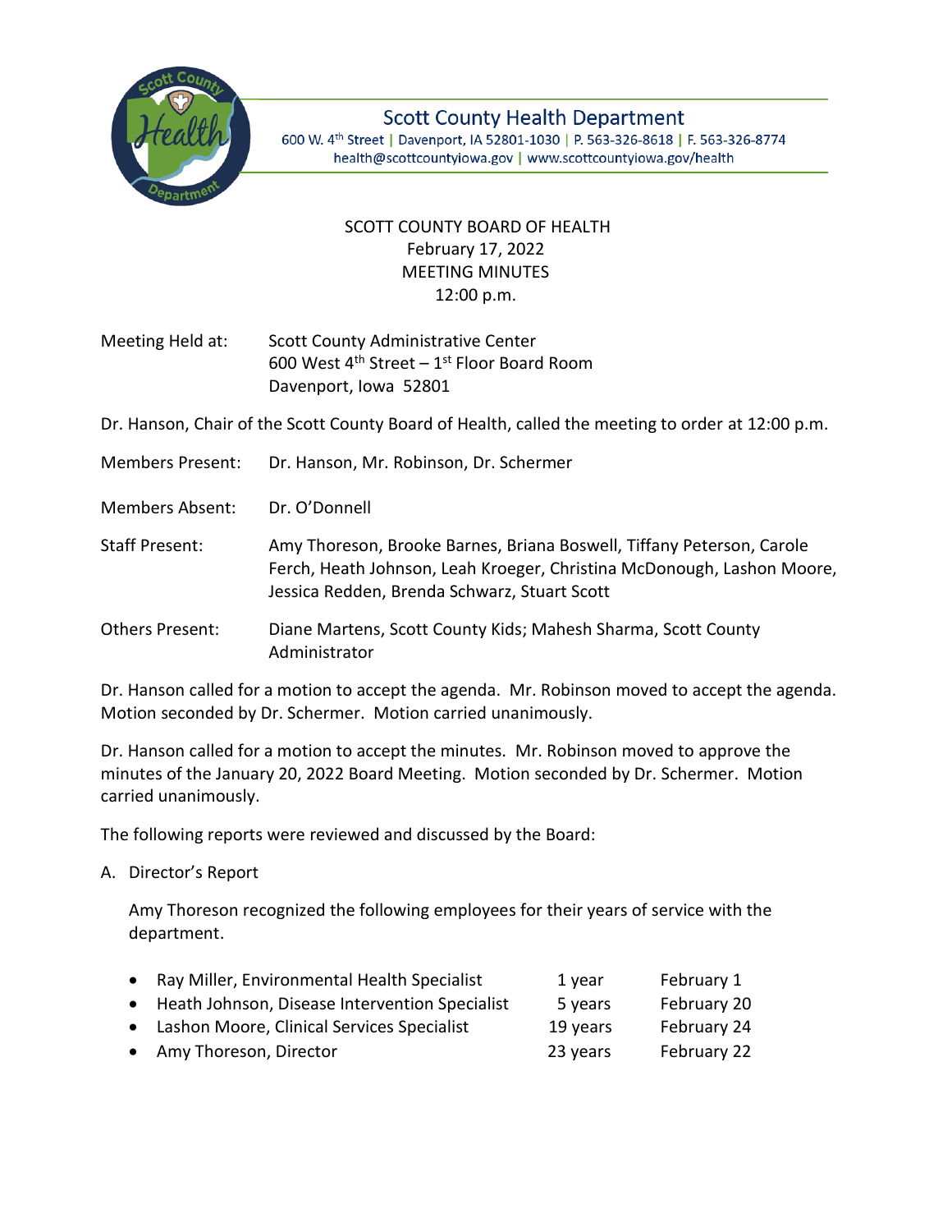Scott County Health Department

600 W. 4th Street | Davenport, IA 52801-1030 | P. 563-326-8618 | F. 563-326-8774
health@scottcountyiowa.gov | www.scottcountyiowa.gov/health

SCOTT COUNTY BOARD OF HEALTH
February 17, 2022
MEETING MINUTES
12:00 p.m.

Meeting Held at: Scott County Administrative Center
600 West 4th Street – 1st Floor Board Room
Davenport, Iowa 52801

Dr. Hanson, Chair of the Scott County Board of Health, called the meeting to order at 12:00 p.m.

Members Present: Dr. Hanson, Mr. Robinson, Dr. Schermer

Members Absent: Dr. O'Donnell

Staff Present: Amy Thoreson, Brooke Barnes, Briana Boswell, Tiffany Peterson, Carole Ferch, Heath Johnson, Leah Kroeger, Christina McDonough, Lashon Moore, Jessica Redden, Brenda Schwarz, Stuart Scott

Others Present: Diane Martens, Scott County Kids; Mahesh Sharma, Scott County Administrator

Dr. Hanson called for a motion to accept the agenda. Mr. Robinson moved to accept the agenda. Motion seconded by Dr. Schermer. Motion carried unanimously.

Dr. Hanson called for a motion to accept the minutes. Mr. Robinson moved to approve the minutes of the January 20, 2022 Board Meeting. Motion seconded by Dr. Schermer. Motion carried unanimously.

The following reports were reviewed and discussed by the Board:

A. Director's Report

Amy Thoreson recognized the following employees for their years of service with the department.

- Ray Miller, Environmental Health Specialist — 1 year — February 1
- Heath Johnson, Disease Intervention Specialist — 5 years — February 20
- Lashon Moore, Clinical Services Specialist — 19 years — February 24
- Amy Thoreson, Director — 23 years — February 22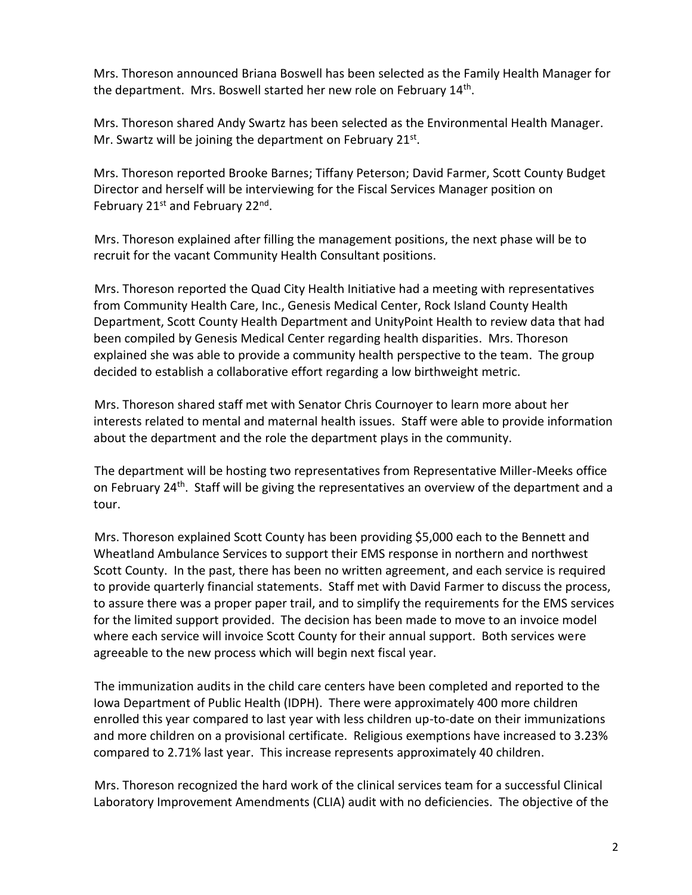Mrs. Thoreson announced Briana Boswell has been selected as the Family Health Manager for the department. Mrs. Boswell started her new role on February 14th.

Mrs. Thoreson shared Andy Swartz has been selected as the Environmental Health Manager. Mr. Swartz will be joining the department on February 21st.

Mrs. Thoreson reported Brooke Barnes; Tiffany Peterson; David Farmer, Scott County Budget Director and herself will be interviewing for the Fiscal Services Manager position on February 21st and February 22nd.

Mrs. Thoreson explained after filling the management positions, the next phase will be to recruit for the vacant Community Health Consultant positions.

Mrs. Thoreson reported the Quad City Health Initiative had a meeting with representatives from Community Health Care, Inc., Genesis Medical Center, Rock Island County Health Department, Scott County Health Department and UnityPoint Health to review data that had been compiled by Genesis Medical Center regarding health disparities. Mrs. Thoreson explained she was able to provide a community health perspective to the team. The group decided to establish a collaborative effort regarding a low birthweight metric.

Mrs. Thoreson shared staff met with Senator Chris Cournoyer to learn more about her interests related to mental and maternal health issues. Staff were able to provide information about the department and the role the department plays in the community.

The department will be hosting two representatives from Representative Miller-Meeks office on February 24th. Staff will be giving the representatives an overview of the department and a tour.

Mrs. Thoreson explained Scott County has been providing $5,000 each to the Bennett and Wheatland Ambulance Services to support their EMS response in northern and northwest Scott County. In the past, there has been no written agreement, and each service is required to provide quarterly financial statements. Staff met with David Farmer to discuss the process, to assure there was a proper paper trail, and to simplify the requirements for the EMS services for the limited support provided. The decision has been made to move to an invoice model where each service will invoice Scott County for their annual support. Both services were agreeable to the new process which will begin next fiscal year.

The immunization audits in the child care centers have been completed and reported to the Iowa Department of Public Health (IDPH). There were approximately 400 more children enrolled this year compared to last year with less children up-to-date on their immunizations and more children on a provisional certificate. Religious exemptions have increased to 3.23% compared to 2.71% last year. This increase represents approximately 40 children.

Mrs. Thoreson recognized the hard work of the clinical services team for a successful Clinical Laboratory Improvement Amendments (CLIA) audit with no deficiencies. The objective of the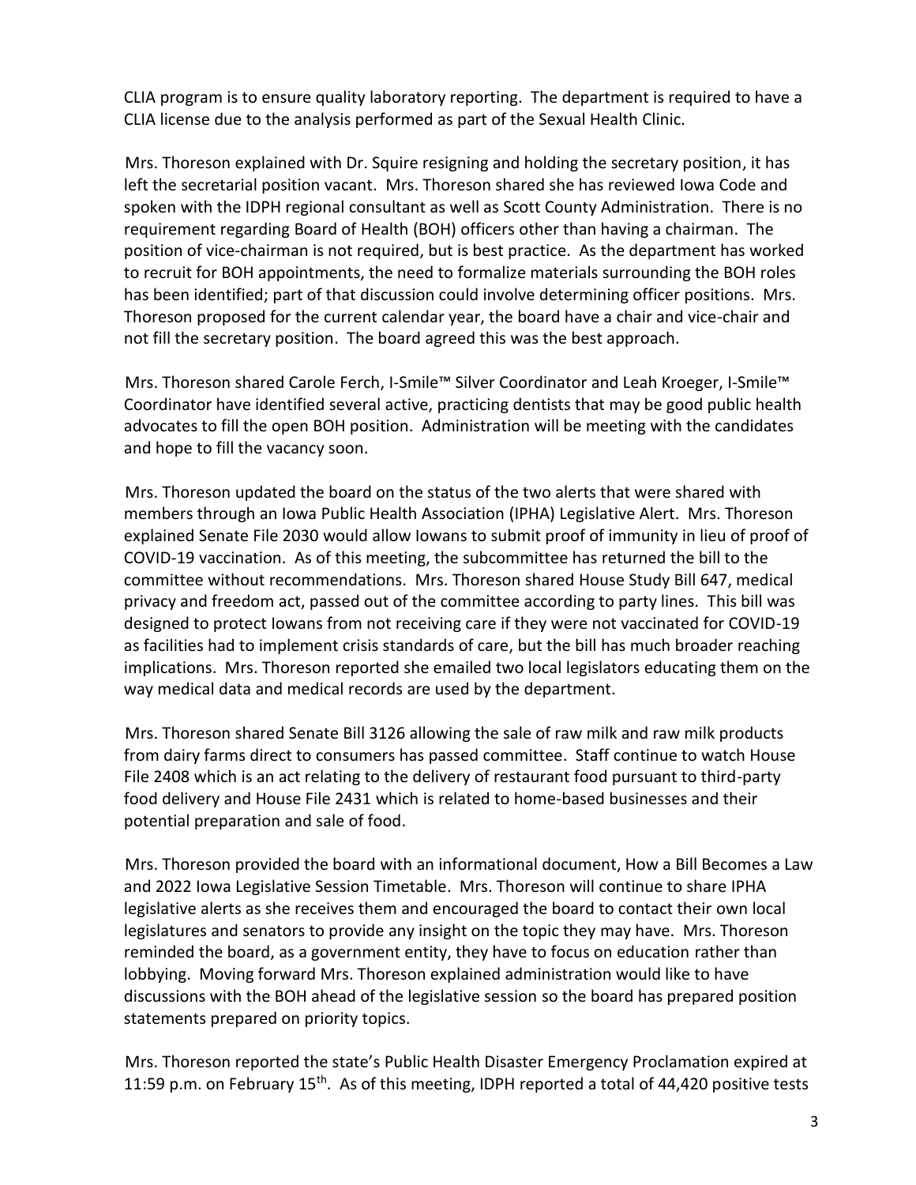CLIA program is to ensure quality laboratory reporting. The department is required to have a CLIA license due to the analysis performed as part of the Sexual Health Clinic.

Mrs. Thoreson explained with Dr. Squire resigning and holding the secretary position, it has left the secretarial position vacant. Mrs. Thoreson shared she has reviewed Iowa Code and spoken with the IDPH regional consultant as well as Scott County Administration. There is no requirement regarding Board of Health (BOH) officers other than having a chairman. The position of vice-chairman is not required, but is best practice. As the department has worked to recruit for BOH appointments, the need to formalize materials surrounding the BOH roles has been identified; part of that discussion could involve determining officer positions. Mrs. Thoreson proposed for the current calendar year, the board have a chair and vice-chair and not fill the secretary position. The board agreed this was the best approach.

Mrs. Thoreson shared Carole Ferch, I-Smile™ Silver Coordinator and Leah Kroeger, I-Smile™ Coordinator have identified several active, practicing dentists that may be good public health advocates to fill the open BOH position. Administration will be meeting with the candidates and hope to fill the vacancy soon.

Mrs. Thoreson updated the board on the status of the two alerts that were shared with members through an Iowa Public Health Association (IPHA) Legislative Alert. Mrs. Thoreson explained Senate File 2030 would allow Iowans to submit proof of immunity in lieu of proof of COVID-19 vaccination. As of this meeting, the subcommittee has returned the bill to the committee without recommendations. Mrs. Thoreson shared House Study Bill 647, medical privacy and freedom act, passed out of the committee according to party lines. This bill was designed to protect Iowans from not receiving care if they were not vaccinated for COVID-19 as facilities had to implement crisis standards of care, but the bill has much broader reaching implications. Mrs. Thoreson reported she emailed two local legislators educating them on the way medical data and medical records are used by the department.

Mrs. Thoreson shared Senate Bill 3126 allowing the sale of raw milk and raw milk products from dairy farms direct to consumers has passed committee. Staff continue to watch House File 2408 which is an act relating to the delivery of restaurant food pursuant to third-party food delivery and House File 2431 which is related to home-based businesses and their potential preparation and sale of food.

Mrs. Thoreson provided the board with an informational document, How a Bill Becomes a Law and 2022 Iowa Legislative Session Timetable. Mrs. Thoreson will continue to share IPHA legislative alerts as she receives them and encouraged the board to contact their own local legislatures and senators to provide any insight on the topic they may have. Mrs. Thoreson reminded the board, as a government entity, they have to focus on education rather than lobbying. Moving forward Mrs. Thoreson explained administration would like to have discussions with the BOH ahead of the legislative session so the board has prepared position statements prepared on priority topics.

Mrs. Thoreson reported the state's Public Health Disaster Emergency Proclamation expired at 11:59 p.m. on February 15th. As of this meeting, IDPH reported a total of 44,420 positive tests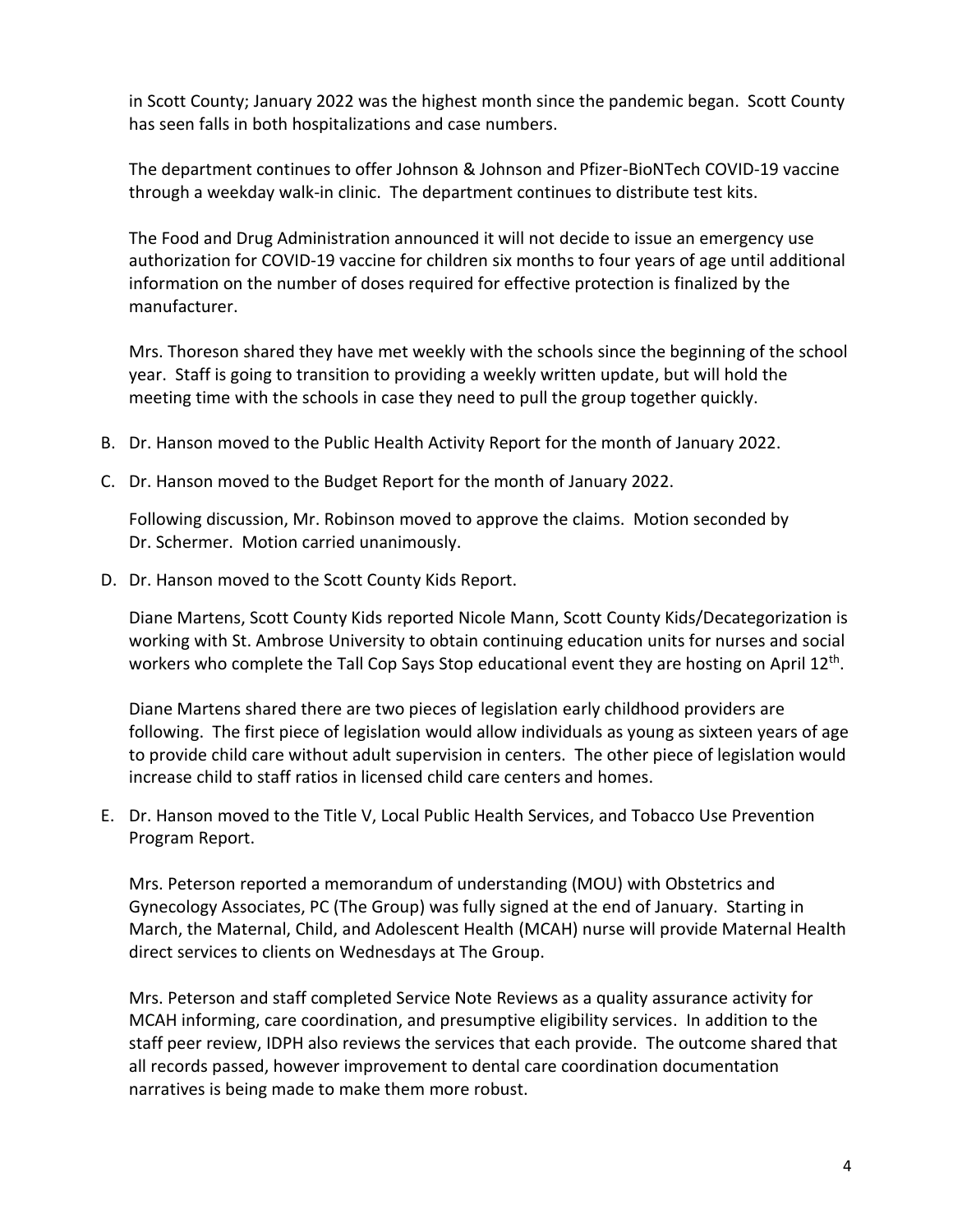in Scott County; January 2022 was the highest month since the pandemic began. Scott County has seen falls in both hospitalizations and case numbers.

The department continues to offer Johnson & Johnson and Pfizer-BioNTech COVID-19 vaccine through a weekday walk-in clinic. The department continues to distribute test kits.

The Food and Drug Administration announced it will not decide to issue an emergency use authorization for COVID-19 vaccine for children six months to four years of age until additional information on the number of doses required for effective protection is finalized by the manufacturer.

Mrs. Thoreson shared they have met weekly with the schools since the beginning of the school year. Staff is going to transition to providing a weekly written update, but will hold the meeting time with the schools in case they need to pull the group together quickly.

B. Dr. Hanson moved to the Public Health Activity Report for the month of January 2022.

C. Dr. Hanson moved to the Budget Report for the month of January 2022.

   Following discussion, Mr. Robinson moved to approve the claims. Motion seconded by Dr. Schermer. Motion carried unanimously.

D. Dr. Hanson moved to the Scott County Kids Report.

   Diane Martens, Scott County Kids reported Nicole Mann, Scott County Kids/Decategorization is working with St. Ambrose University to obtain continuing education units for nurses and social workers who complete the Tall Cop Says Stop educational event they are hosting on April 12th.

   Diane Martens shared there are two pieces of legislation early childhood providers are following. The first piece of legislation would allow individuals as young as sixteen years of age to provide child care without adult supervision in centers. The other piece of legislation would increase child to staff ratios in licensed child care centers and homes.

E. Dr. Hanson moved to the Title V, Local Public Health Services, and Tobacco Use Prevention Program Report.

   Mrs. Peterson reported a memorandum of understanding (MOU) with Obstetrics and Gynecology Associates, PC (The Group) was fully signed at the end of January. Starting in March, the Maternal, Child, and Adolescent Health (MCAH) nurse will provide Maternal Health direct services to clients on Wednesdays at The Group.

   Mrs. Peterson and staff completed Service Note Reviews as a quality assurance activity for MCAH informing, care coordination, and presumptive eligibility services. In addition to the staff peer review, IDPH also reviews the services that each provide. The outcome shared that all records passed, however improvement to dental care coordination documentation narratives is being made to make them more robust.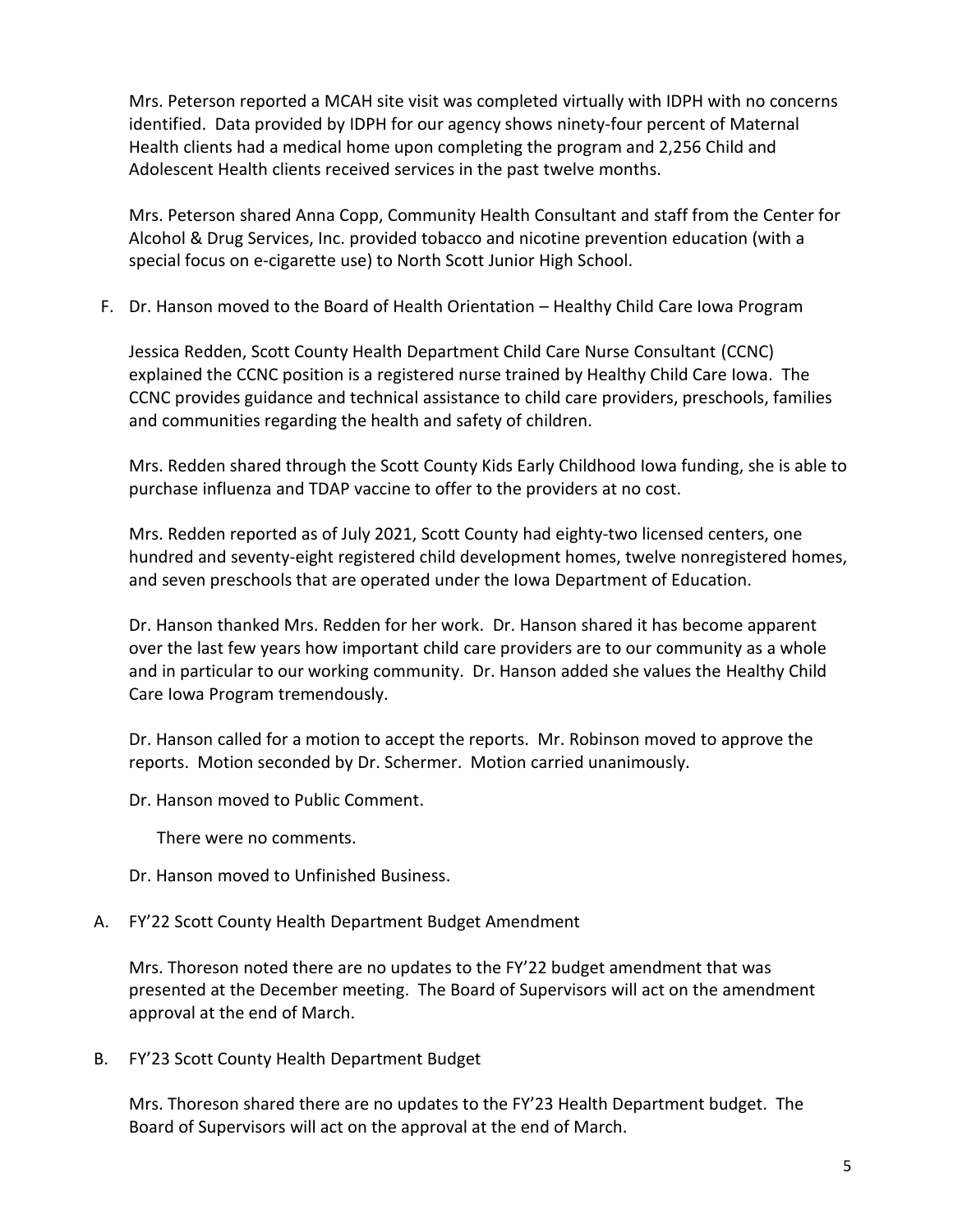Mrs. Peterson reported a MCAH site visit was completed virtually with IDPH with no concerns identified. Data provided by IDPH for our agency shows ninety-four percent of Maternal Health clients had a medical home upon completing the program and 2,256 Child and Adolescent Health clients received services in the past twelve months.

Mrs. Peterson shared Anna Copp, Community Health Consultant and staff from the Center for Alcohol & Drug Services, Inc. provided tobacco and nicotine prevention education (with a special focus on e-cigarette use) to North Scott Junior High School.

F. Dr. Hanson moved to the Board of Health Orientation – Healthy Child Care Iowa Program

Jessica Redden, Scott County Health Department Child Care Nurse Consultant (CCNC) explained the CCNC position is a registered nurse trained by Healthy Child Care Iowa. The CCNC provides guidance and technical assistance to child care providers, preschools, families and communities regarding the health and safety of children.

Mrs. Redden shared through the Scott County Kids Early Childhood Iowa funding, she is able to purchase influenza and TDAP vaccine to offer to the providers at no cost.

Mrs. Redden reported as of July 2021, Scott County had eighty-two licensed centers, one hundred and seventy-eight registered child development homes, twelve nonregistered homes, and seven preschools that are operated under the Iowa Department of Education.

Dr. Hanson thanked Mrs. Redden for her work. Dr. Hanson shared it has become apparent over the last few years how important child care providers are to our community as a whole and in particular to our working community. Dr. Hanson added she values the Healthy Child Care Iowa Program tremendously.

Dr. Hanson called for a motion to accept the reports. Mr. Robinson moved to approve the reports. Motion seconded by Dr. Schermer. Motion carried unanimously.

Dr. Hanson moved to Public Comment.

There were no comments.

Dr. Hanson moved to Unfinished Business.

A. FY'22 Scott County Health Department Budget Amendment

Mrs. Thoreson noted there are no updates to the FY'22 budget amendment that was presented at the December meeting. The Board of Supervisors will act on the amendment approval at the end of March.

B. FY'23 Scott County Health Department Budget

Mrs. Thoreson shared there are no updates to the FY'23 Health Department budget. The Board of Supervisors will act on the approval at the end of March.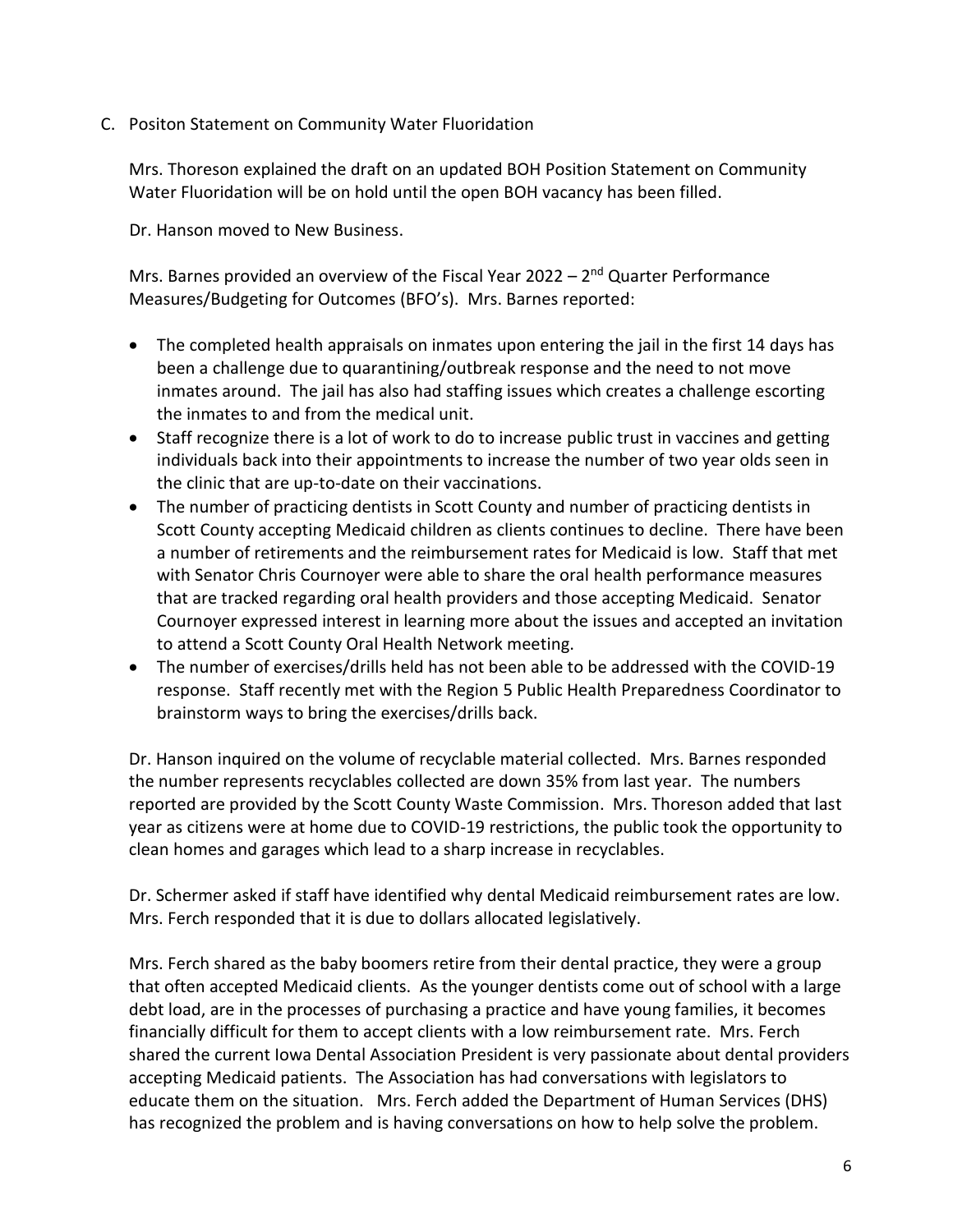C. Positon Statement on Community Water Fluoridation

Mrs. Thoreson explained the draft on an updated BOH Position Statement on Community Water Fluoridation will be on hold until the open BOH vacancy has been filled.

Dr. Hanson moved to New Business.

Mrs. Barnes provided an overview of the Fiscal Year 2022 – 2nd Quarter Performance Measures/Budgeting for Outcomes (BFO's). Mrs. Barnes reported:

- The completed health appraisals on inmates upon entering the jail in the first 14 days has been a challenge due to quarantining/outbreak response and the need to not move inmates around. The jail has also had staffing issues which creates a challenge escorting the inmates to and from the medical unit.
- Staff recognize there is a lot of work to do to increase public trust in vaccines and getting individuals back into their appointments to increase the number of two year olds seen in the clinic that are up-to-date on their vaccinations.
- The number of practicing dentists in Scott County and number of practicing dentists in Scott County accepting Medicaid children as clients continues to decline. There have been a number of retirements and the reimbursement rates for Medicaid is low. Staff that met with Senator Chris Cournoyer were able to share the oral health performance measures that are tracked regarding oral health providers and those accepting Medicaid. Senator Cournoyer expressed interest in learning more about the issues and accepted an invitation to attend a Scott County Oral Health Network meeting.
- The number of exercises/drills held has not been able to be addressed with the COVID-19 response. Staff recently met with the Region 5 Public Health Preparedness Coordinator to brainstorm ways to bring the exercises/drills back.

Dr. Hanson inquired on the volume of recyclable material collected. Mrs. Barnes responded the number represents recyclables collected are down 35% from last year. The numbers reported are provided by the Scott County Waste Commission. Mrs. Thoreson added that last year as citizens were at home due to COVID-19 restrictions, the public took the opportunity to clean homes and garages which lead to a sharp increase in recyclables.

Dr. Schermer asked if staff have identified why dental Medicaid reimbursement rates are low. Mrs. Ferch responded that it is due to dollars allocated legislatively.

Mrs. Ferch shared as the baby boomers retire from their dental practice, they were a group that often accepted Medicaid clients. As the younger dentists come out of school with a large debt load, are in the processes of purchasing a practice and have young families, it becomes financially difficult for them to accept clients with a low reimbursement rate. Mrs. Ferch shared the current Iowa Dental Association President is very passionate about dental providers accepting Medicaid patients. The Association has had conversations with legislators to educate them on the situation. Mrs. Ferch added the Department of Human Services (DHS) has recognized the problem and is having conversations on how to help solve the problem.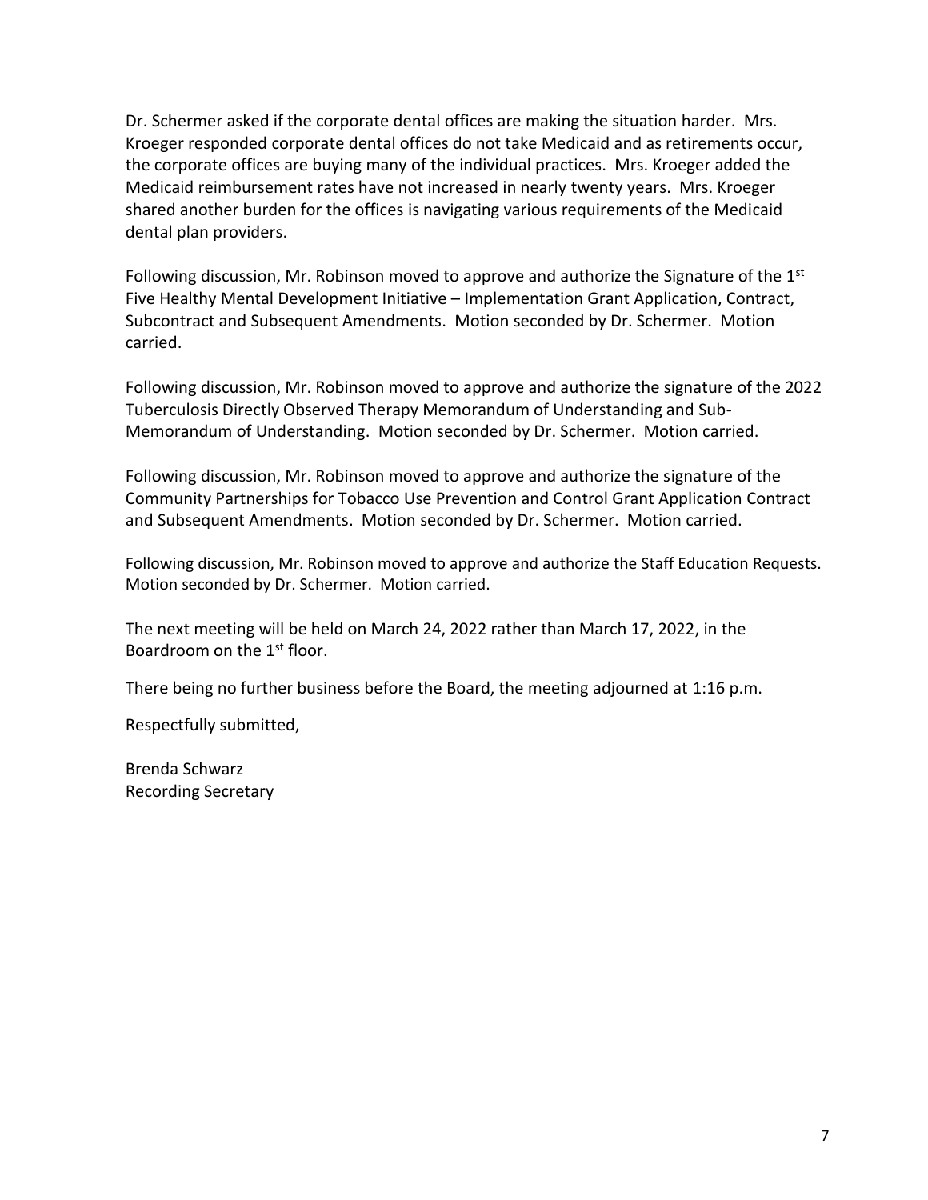Dr. Schermer asked if the corporate dental offices are making the situation harder. Mrs. Kroeger responded corporate dental offices do not take Medicaid and as retirements occur, the corporate offices are buying many of the individual practices. Mrs. Kroeger added the Medicaid reimbursement rates have not increased in nearly twenty years. Mrs. Kroeger shared another burden for the offices is navigating various requirements of the Medicaid dental plan providers.

Following discussion, Mr. Robinson moved to approve and authorize the Signature of the 1st Five Healthy Mental Development Initiative – Implementation Grant Application, Contract, Subcontract and Subsequent Amendments. Motion seconded by Dr. Schermer. Motion carried.

Following discussion, Mr. Robinson moved to approve and authorize the signature of the 2022 Tuberculosis Directly Observed Therapy Memorandum of Understanding and Sub-Memorandum of Understanding. Motion seconded by Dr. Schermer. Motion carried.

Following discussion, Mr. Robinson moved to approve and authorize the signature of the Community Partnerships for Tobacco Use Prevention and Control Grant Application Contract and Subsequent Amendments. Motion seconded by Dr. Schermer. Motion carried.

Following discussion, Mr. Robinson moved to approve and authorize the Staff Education Requests. Motion seconded by Dr. Schermer. Motion carried.

The next meeting will be held on March 24, 2022 rather than March 17, 2022, in the Boardroom on the 1st floor.

There being no further business before the Board, the meeting adjourned at 1:16 p.m.

Respectfully submitted,

Brenda Schwarz
Recording Secretary